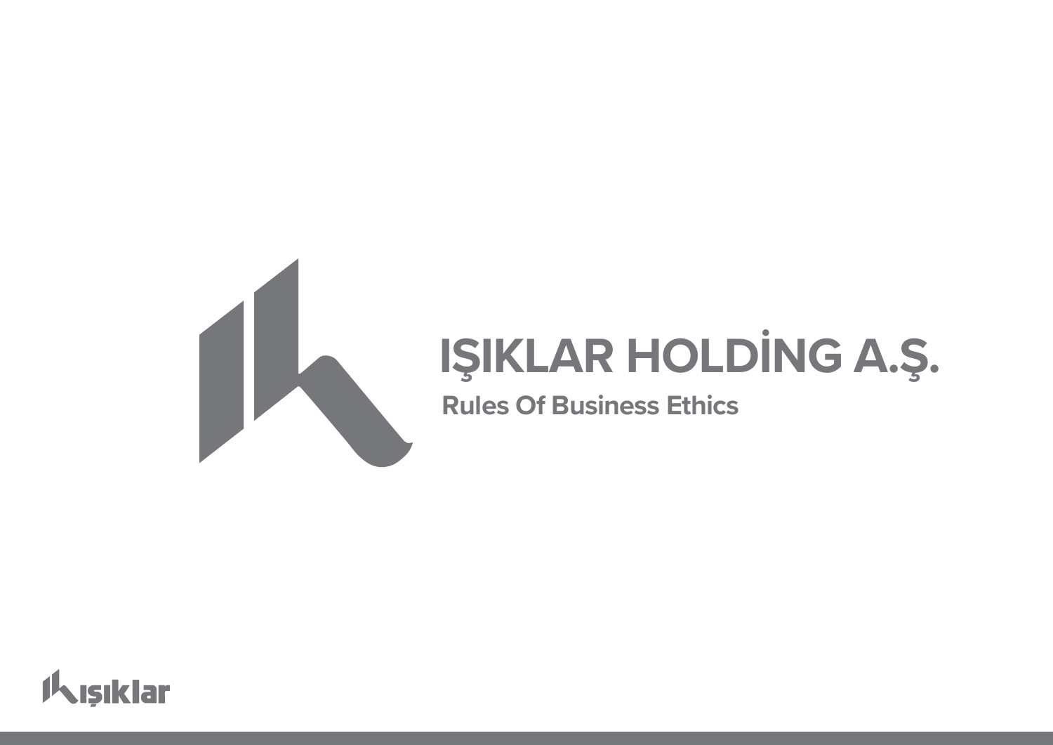# IŞIKLAR HOLDİNG A.Ş.

## Rules Of Business Ethics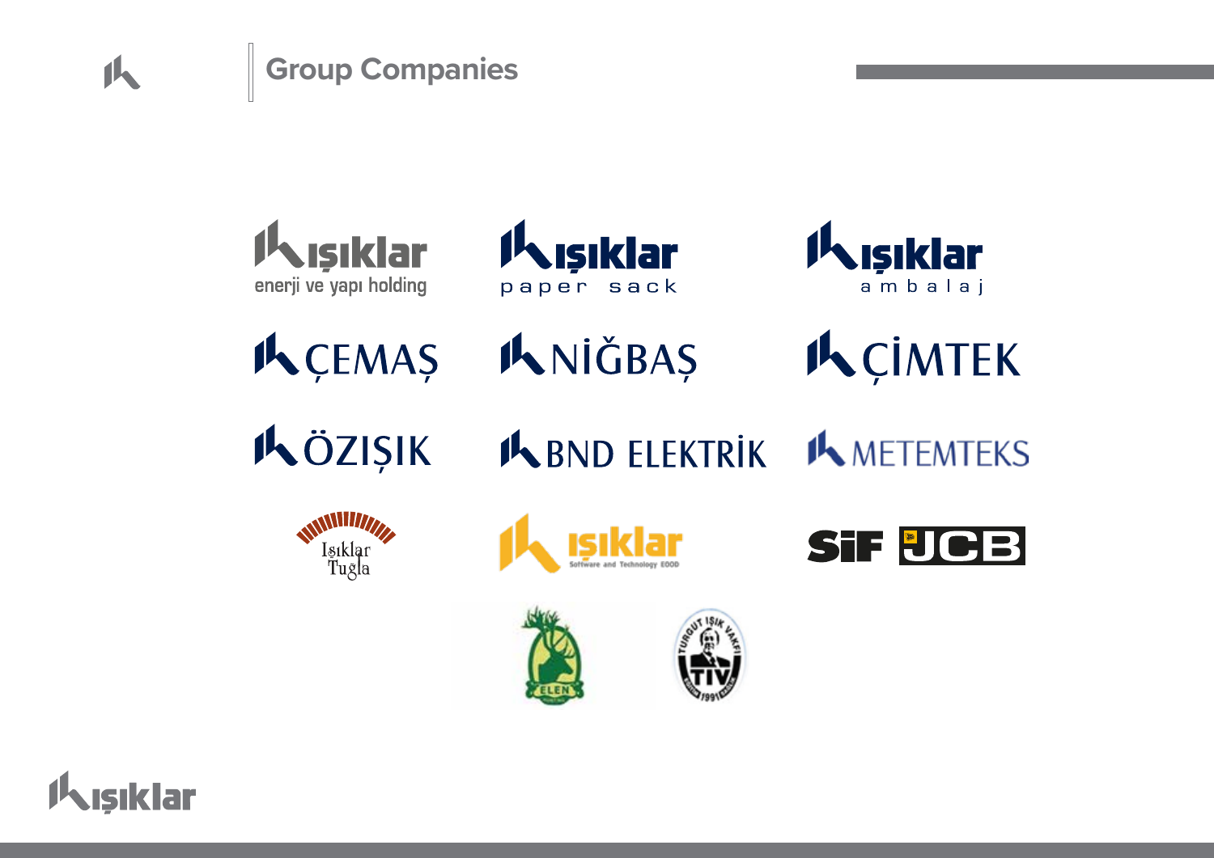# Group Companies

ışıklar enerji ve yapı holding

ışıklar paper sack

ışıklar ambalaj

ÇEMAŞ

NİĞBAŞ

ÇİMTEK

ÖZIŞIK

BND ELEKTRİK

METEMTEKS

Işıklar Tuğla

ışıklar Software and Technology EOOD

SiF JCB

ELEN

TURGUT IŞIK VAKFI TIV 1991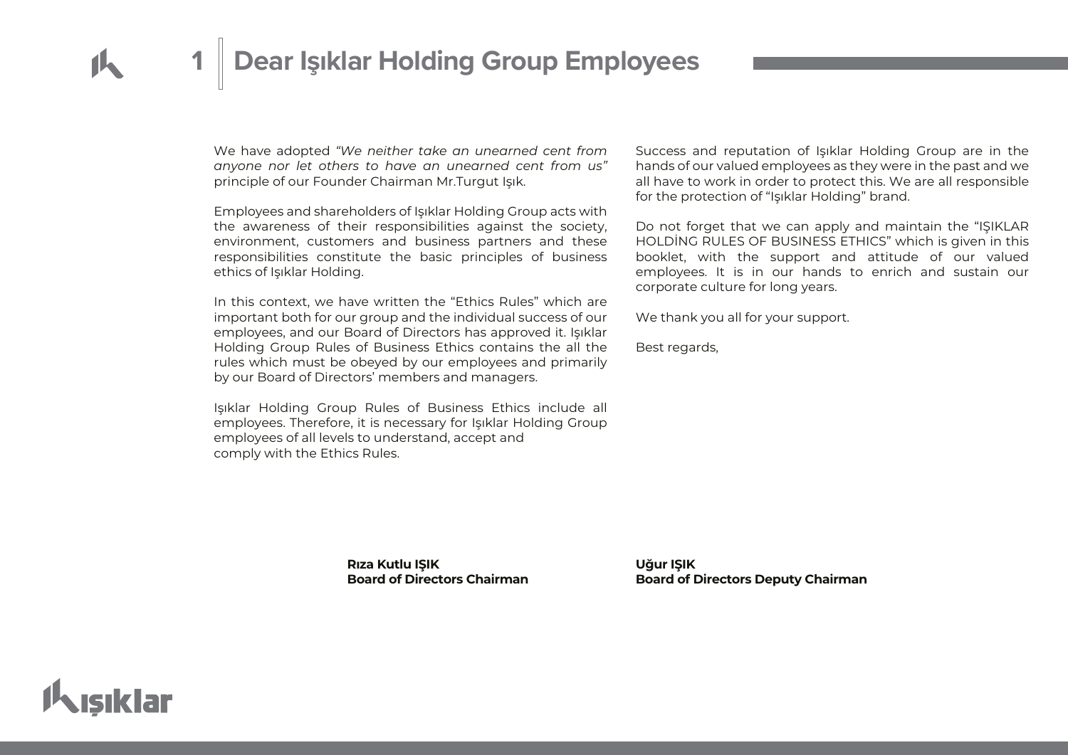# 1 Dear Işıklar Holding Group Employees

We have adopted *"We neither take an unearned cent from anyone nor let others to have an unearned cent from us"* principle of our Founder Chairman Mr.Turgut Işık.

Employees and shareholders of Işıklar Holding Group acts with the awareness of their responsibilities against the society, environment, customers and business partners and these responsibilities constitute the basic principles of business ethics of Işıklar Holding.

In this context, we have written the "Ethics Rules" which are important both for our group and the individual success of our employees, and our Board of Directors has approved it. Işıklar Holding Group Rules of Business Ethics contains the all the rules which must be obeyed by our employees and primarily by our Board of Directors' members and managers.

Işıklar Holding Group Rules of Business Ethics include all employees. Therefore, it is necessary for Işıklar Holding Group employees of all levels to understand, accept and comply with the Ethics Rules.

Success and reputation of Işıklar Holding Group are in the hands of our valued employees as they were in the past and we all have to work in order to protect this. We are all responsible for the protection of "Işıklar Holding" brand.

Do not forget that we can apply and maintain the "IŞIKLAR HOLDİNG RULES OF BUSINESS ETHICS" which is given in this booklet, with the support and attitude of our valued employees. It is in our hands to enrich and sustain our corporate culture for long years.

We thank you all for your support.

Best regards,

**Rıza Kutlu IŞIK**
**Board of Directors Chairman**

**Uğur IŞIK**
**Board of Directors Deputy Chairman**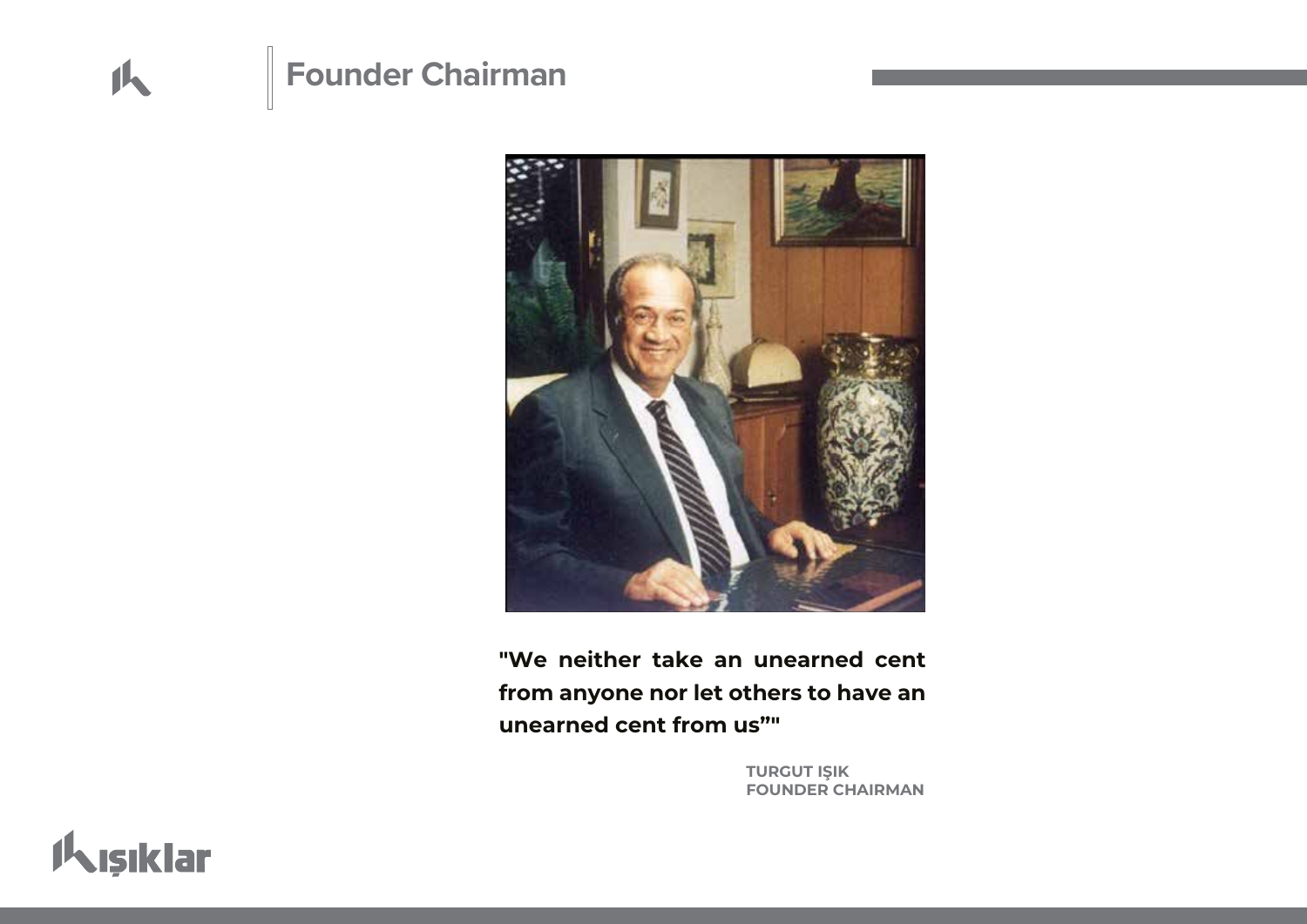# Founder Chairman

**"We neither take an unearned cent from anyone nor let others to have an unearned cent from us”"**

**TURGUT IŞIK**
**FOUNDER CHAIRMAN**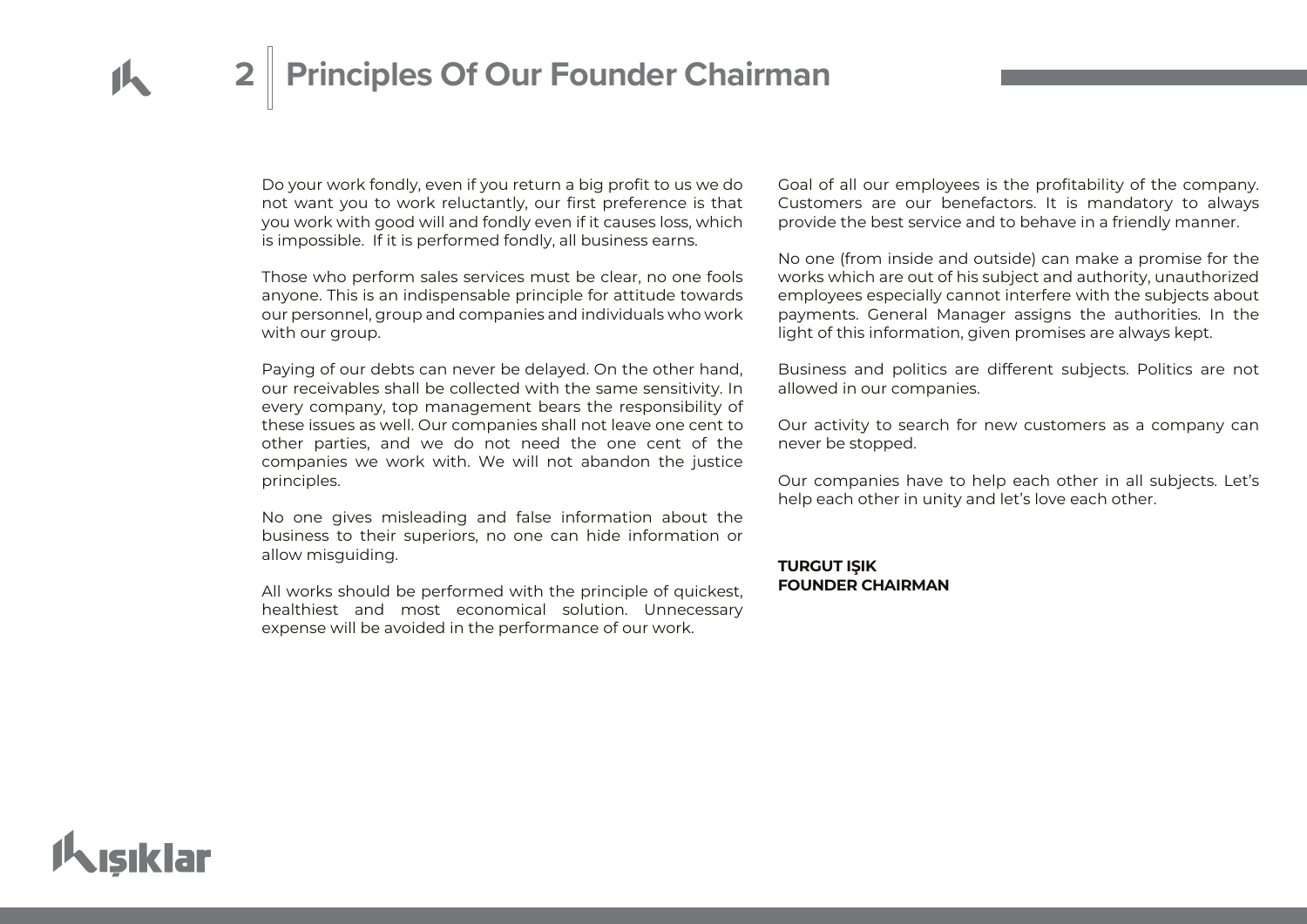# 2 Principles Of Our Founder Chairman

Do your work fondly, even if you return a big profit to us we do not want you to work reluctantly, our first preference is that you work with good will and fondly even if it causes loss, which is impossible. If it is performed fondly, all business earns.

Those who perform sales services must be clear, no one fools anyone. This is an indispensable principle for attitude towards our personnel, group and companies and individuals who work with our group.

Paying of our debts can never be delayed. On the other hand, our receivables shall be collected with the same sensitivity. In every company, top management bears the responsibility of these issues as well. Our companies shall not leave one cent to other parties, and we do not need the one cent of the companies we work with. We will not abandon the justice principles.

No one gives misleading and false information about the business to their superiors, no one can hide information or allow misguiding.

All works should be performed with the principle of quickest, healthiest and most economical solution. Unnecessary expense will be avoided in the performance of our work.

Goal of all our employees is the profitability of the company. Customers are our benefactors. It is mandatory to always provide the best service and to behave in a friendly manner.

No one (from inside and outside) can make a promise for the works which are out of his subject and authority, unauthorized employees especially cannot interfere with the subjects about payments. General Manager assigns the authorities. In the light of this information, given promises are always kept.

Business and politics are different subjects. Politics are not allowed in our companies.

Our activity to search for new customers as a company can never be stopped.

Our companies have to help each other in all subjects. Let's help each other in unity and let's love each other.

**TURGUT IŞIK**
**FOUNDER CHAIRMAN**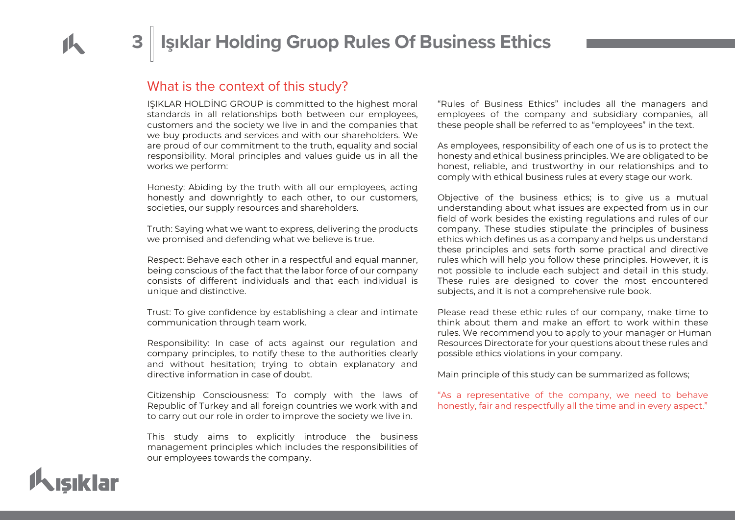# 3 Işıklar Holding Gruop Rules Of Business Ethics

## What is the context of this study?

IŞIKLAR HOLDİNG GROUP is committed to the highest moral standards in all relationships both between our employees, customers and the society we live in and the companies that we buy products and services and with our shareholders. We are proud of our commitment to the truth, equality and social responsibility. Moral principles and values guide us in all the works we perform:

Honesty: Abiding by the truth with all our employees, acting honestly and downrightly to each other, to our customers, societies, our supply resources and shareholders.

Truth: Saying what we want to express, delivering the products we promised and defending what we believe is true.

Respect: Behave each other in a respectful and equal manner, being conscious of the fact that the labor force of our company consists of different individuals and that each individual is unique and distinctive.

Trust: To give confidence by establishing a clear and intimate communication through team work.

Responsibility: In case of acts against our regulation and company principles, to notify these to the authorities clearly and without hesitation; trying to obtain explanatory and directive information in case of doubt.

Citizenship Consciousness: To comply with the laws of Republic of Turkey and all foreign countries we work with and to carry out our role in order to improve the society we live in.

This study aims to explicitly introduce the business management principles which includes the responsibilities of our employees towards the company.

"Rules of Business Ethics" includes all the managers and employees of the company and subsidiary companies, all these people shall be referred to as "employees" in the text.

As employees, responsibility of each one of us is to protect the honesty and ethical business principles. We are obligated to be honest, reliable, and trustworthy in our relationships and to comply with ethical business rules at every stage our work.

Objective of the business ethics; is to give us a mutual understanding about what issues are expected from us in our field of work besides the existing regulations and rules of our company. These studies stipulate the principles of business ethics which defines us as a company and helps us understand these principles and sets forth some practical and directive rules which will help you follow these principles. However, it is not possible to include each subject and detail in this study. These rules are designed to cover the most encountered subjects, and it is not a comprehensive rule book.

Please read these ethic rules of our company, make time to think about them and make an effort to work within these rules. We recommend you to apply to your manager or Human Resources Directorate for your questions about these rules and possible ethics violations in your company.

Main principle of this study can be summarized as follows;

"As a representative of the company, we need to behave honestly, fair and respectfully all the time and in every aspect."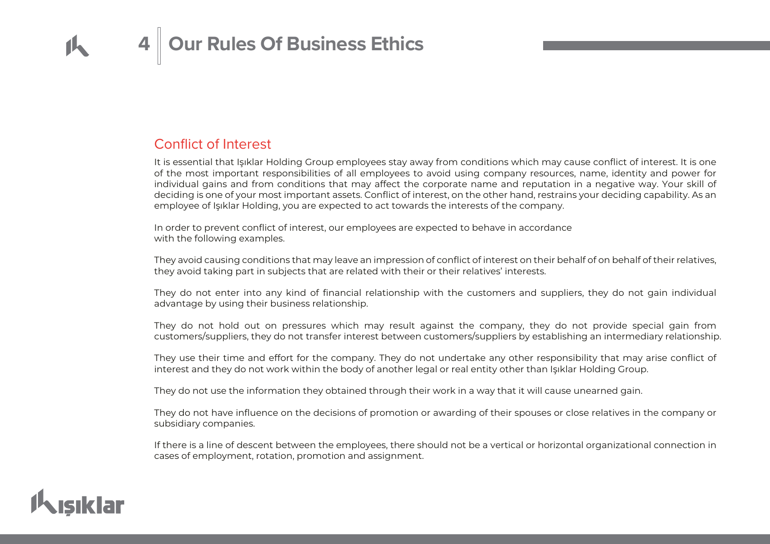# 4 Our Rules Of Business Ethics

## Conflict of Interest

It is essential that Işıklar Holding Group employees stay away from conditions which may cause conflict of interest. It is one of the most important responsibilities of all employees to avoid using company resources, name, identity and power for individual gains and from conditions that may affect the corporate name and reputation in a negative way. Your skill of deciding is one of your most important assets. Conflict of interest, on the other hand, restrains your deciding capability. As an employee of Işıklar Holding, you are expected to act towards the interests of the company.

In order to prevent conflict of interest, our employees are expected to behave in accordance with the following examples.

They avoid causing conditions that may leave an impression of conflict of interest on their behalf of on behalf of their relatives, they avoid taking part in subjects that are related with their or their relatives' interests.

They do not enter into any kind of financial relationship with the customers and suppliers, they do not gain individual advantage by using their business relationship.

They do not hold out on pressures which may result against the company, they do not provide special gain from customers/suppliers, they do not transfer interest between customers/suppliers by establishing an intermediary relationship.

They use their time and effort for the company. They do not undertake any other responsibility that may arise conflict of interest and they do not work within the body of another legal or real entity other than Işıklar Holding Group.

They do not use the information they obtained through their work in a way that it will cause unearned gain.

They do not have influence on the decisions of promotion or awarding of their spouses or close relatives in the company or subsidiary companies.

If there is a line of descent between the employees, there should not be a vertical or horizontal organizational connection in cases of employment, rotation, promotion and assignment.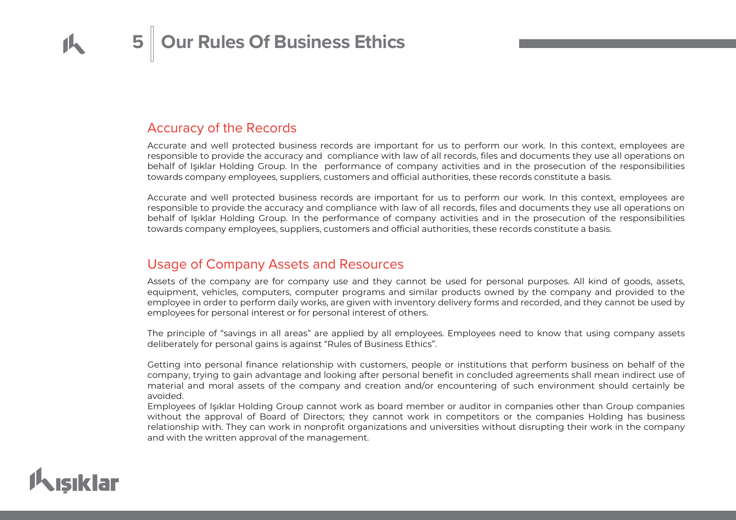# 5 Our Rules Of Business Ethics

## Accuracy of the Records

Accurate and well protected business records are important for us to perform our work. In this context, employees are responsible to provide the accuracy and compliance with law of all records, files and documents they use all operations on behalf of Işıklar Holding Group. In the performance of company activities and in the prosecution of the responsibilities towards company employees, suppliers, customers and official authorities, these records constitute a basis.

Accurate and well protected business records are important for us to perform our work. In this context, employees are responsible to provide the accuracy and compliance with law of all records, files and documents they use all operations on behalf of Işıklar Holding Group. In the performance of company activities and in the prosecution of the responsibilities towards company employees, suppliers, customers and official authorities, these records constitute a basis.

## Usage of Company Assets and Resources

Assets of the company are for company use and they cannot be used for personal purposes. All kind of goods, assets, equipment, vehicles, computers, computer programs and similar products owned by the company and provided to the employee in order to perform daily works, are given with inventory delivery forms and recorded, and they cannot be used by employees for personal interest or for personal interest of others.

The principle of "savings in all areas" are applied by all employees. Employees need to know that using company assets deliberately for personal gains is against "Rules of Business Ethics".

Getting into personal finance relationship with customers, people or institutions that perform business on behalf of the company, trying to gain advantage and looking after personal benefit in concluded agreements shall mean indirect use of material and moral assets of the company and creation and/or encountering of such environment should certainly be avoided.

Employees of Işıklar Holding Group cannot work as board member or auditor in companies other than Group companies without the approval of Board of Directors; they cannot work in competitors or the companies Holding has business relationship with. They can work in nonprofit organizations and universities without disrupting their work in the company and with the written approval of the management.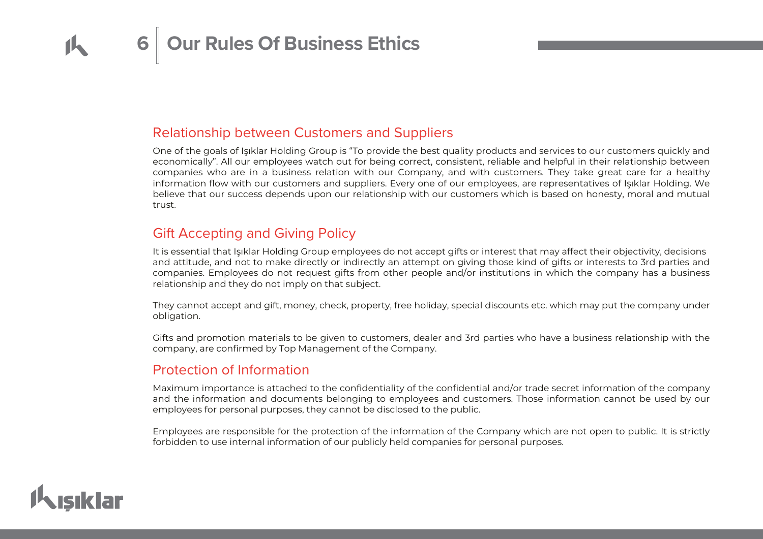# 6 Our Rules Of Business Ethics

## Relationship between Customers and Suppliers

One of the goals of Işıklar Holding Group is "To provide the best quality products and services to our customers quickly and economically". All our employees watch out for being correct, consistent, reliable and helpful in their relationship between companies who are in a business relation with our Company, and with customers. They take great care for a healthy information flow with our customers and suppliers. Every one of our employees, are representatives of Işıklar Holding. We believe that our success depends upon our relationship with our customers which is based on honesty, moral and mutual trust.

## Gift Accepting and Giving Policy

It is essential that Işıklar Holding Group employees do not accept gifts or interest that may affect their objectivity, decisions and attitude, and not to make directly or indirectly an attempt on giving those kind of gifts or interests to 3rd parties and companies. Employees do not request gifts from other people and/or institutions in which the company has a business relationship and they do not imply on that subject.

They cannot accept and gift, money, check, property, free holiday, special discounts etc. which may put the company under obligation.

Gifts and promotion materials to be given to customers, dealer and 3rd parties who have a business relationship with the company, are confirmed by Top Management of the Company.

## Protection of Information

Maximum importance is attached to the confidentiality of the confidential and/or trade secret information of the company and the information and documents belonging to employees and customers. Those information cannot be used by our employees for personal purposes, they cannot be disclosed to the public.

Employees are responsible for the protection of the information of the Company which are not open to public. It is strictly forbidden to use internal information of our publicly held companies for personal purposes.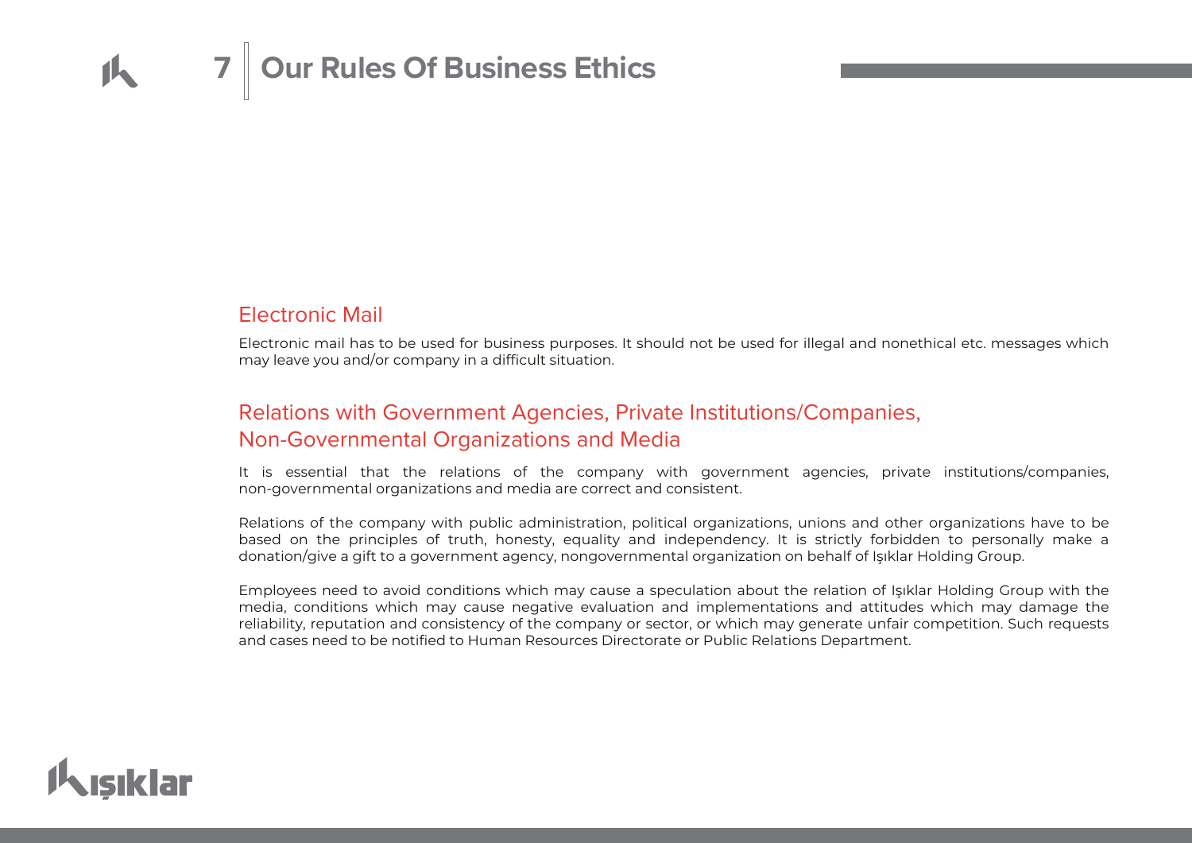# 7 Our Rules Of Business Ethics

## Electronic Mail

Electronic mail has to be used for business purposes. It should not be used for illegal and nonethical etc. messages which may leave you and/or company in a difficult situation.

## Relations with Government Agencies, Private Institutions/Companies, Non-Governmental Organizations and Media

It is essential that the relations of the company with government agencies, private institutions/companies, non-governmental organizations and media are correct and consistent.

Relations of the company with public administration, political organizations, unions and other organizations have to be based on the principles of truth, honesty, equality and independency. It is strictly forbidden to personally make a donation/give a gift to a government agency, nongovernmental organization on behalf of Işıklar Holding Group.

Employees need to avoid conditions which may cause a speculation about the relation of Işıklar Holding Group with the media, conditions which may cause negative evaluation and implementations and attitudes which may damage the reliability, reputation and consistency of the company or sector, or which may generate unfair competition. Such requests and cases need to be notified to Human Resources Directorate or Public Relations Department.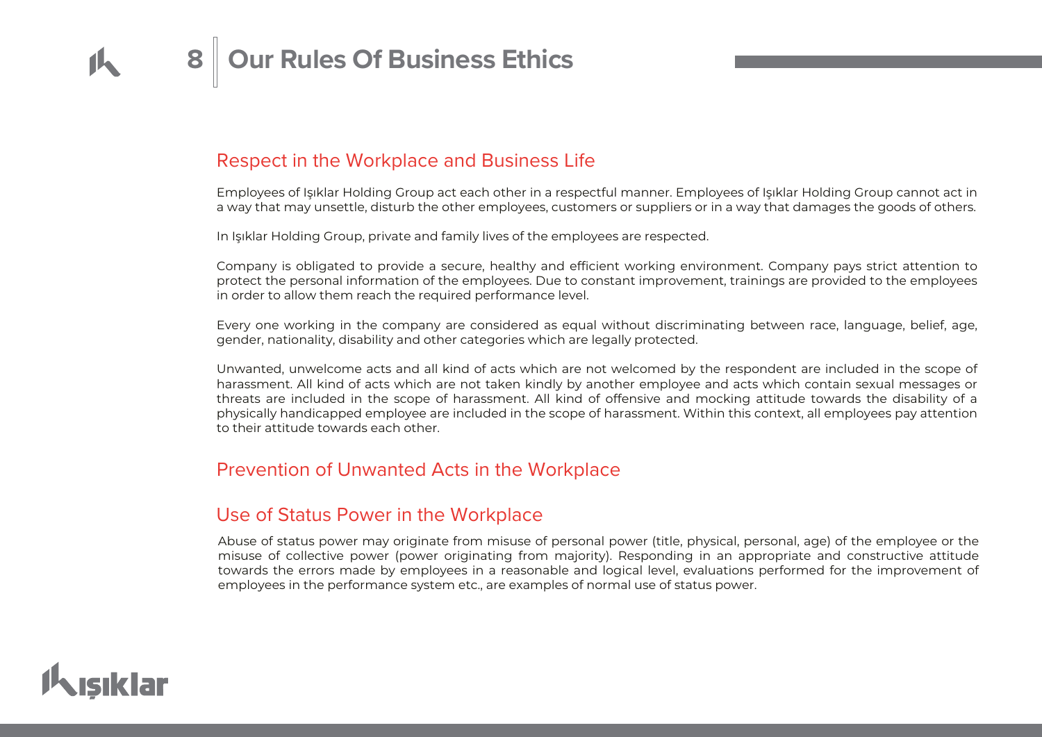# 8 Our Rules Of Business Ethics

## Respect in the Workplace and Business Life

Employees of Işıklar Holding Group act each other in a respectful manner. Employees of Işıklar Holding Group cannot act in a way that may unsettle, disturb the other employees, customers or suppliers or in a way that damages the goods of others.

In Işıklar Holding Group, private and family lives of the employees are respected.

Company is obligated to provide a secure, healthy and efficient working environment. Company pays strict attention to protect the personal information of the employees. Due to constant improvement, trainings are provided to the employees in order to allow them reach the required performance level.

Every one working in the company are considered as equal without discriminating between race, language, belief, age, gender, nationality, disability and other categories which are legally protected.

Unwanted, unwelcome acts and all kind of acts which are not welcomed by the respondent are included in the scope of harassment. All kind of acts which are not taken kindly by another employee and acts which contain sexual messages or threats are included in the scope of harassment. All kind of offensive and mocking attitude towards the disability of a physically handicapped employee are included in the scope of harassment. Within this context, all employees pay attention to their attitude towards each other.

## Prevention of Unwanted Acts in the Workplace

## Use of Status Power in the Workplace

Abuse of status power may originate from misuse of personal power (title, physical, personal, age) of the employee or the misuse of collective power (power originating from majority). Responding in an appropriate and constructive attitude towards the errors made by employees in a reasonable and logical level, evaluations performed for the improvement of employees in the performance system etc., are examples of normal use of status power.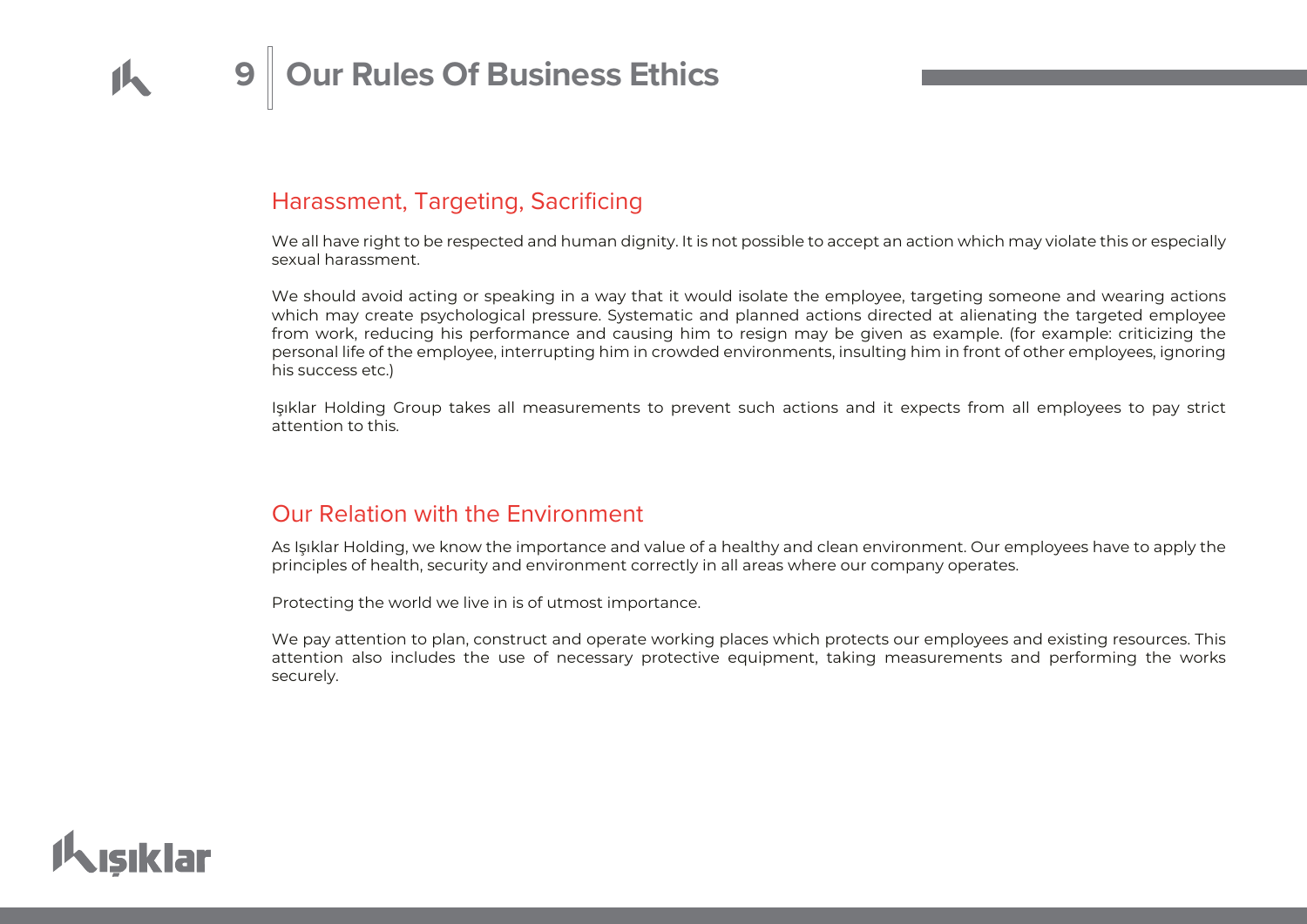# 9 Our Rules Of Business Ethics

## Harassment, Targeting, Sacrificing

We all have right to be respected and human dignity. It is not possible to accept an action which may violate this or especially sexual harassment.

We should avoid acting or speaking in a way that it would isolate the employee, targeting someone and wearing actions which may create psychological pressure. Systematic and planned actions directed at alienating the targeted employee from work, reducing his performance and causing him to resign may be given as example. (for example: criticizing the personal life of the employee, interrupting him in crowded environments, insulting him in front of other employees, ignoring his success etc.)

Işıklar Holding Group takes all measurements to prevent such actions and it expects from all employees to pay strict attention to this.

## Our Relation with the Environment

As Işıklar Holding, we know the importance and value of a healthy and clean environment. Our employees have to apply the principles of health, security and environment correctly in all areas where our company operates.

Protecting the world we live in is of utmost importance.

We pay attention to plan, construct and operate working places which protects our employees and existing resources. This attention also includes the use of necessary protective equipment, taking measurements and performing the works securely.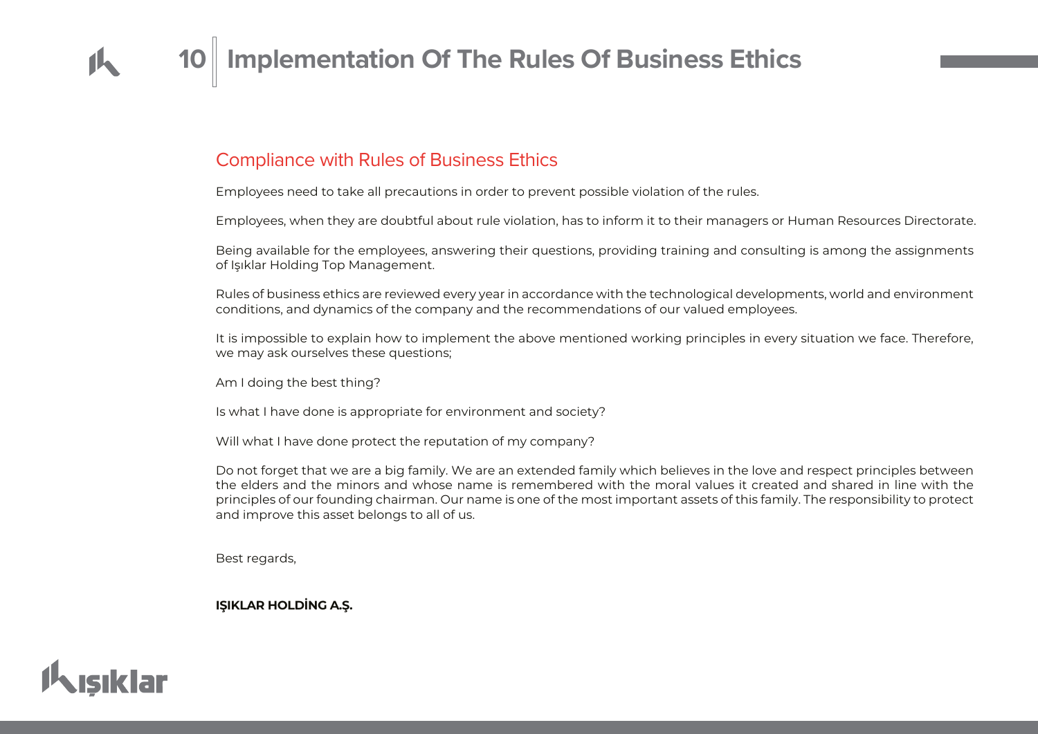# 10 Implementation Of The Rules Of Business Ethics

## Compliance with Rules of Business Ethics

Employees need to take all precautions in order to prevent possible violation of the rules.

Employees, when they are doubtful about rule violation, has to inform it to their managers or Human Resources Directorate.

Being available for the employees, answering their questions, providing training and consulting is among the assignments of Işıklar Holding Top Management.

Rules of business ethics are reviewed every year in accordance with the technological developments, world and environment conditions, and dynamics of the company and the recommendations of our valued employees.

It is impossible to explain how to implement the above mentioned working principles in every situation we face. Therefore, we may ask ourselves these questions;

Am I doing the best thing?

Is what I have done is appropriate for environment and society?

Will what I have done protect the reputation of my company?

Do not forget that we are a big family. We are an extended family which believes in the love and respect principles between the elders and the minors and whose name is remembered with the moral values it created and shared in line with the principles of our founding chairman. Our name is one of the most important assets of this family. The responsibility to protect and improve this asset belongs to all of us.

Best regards,

**IŞIKLAR HOLDİNG A.Ş.**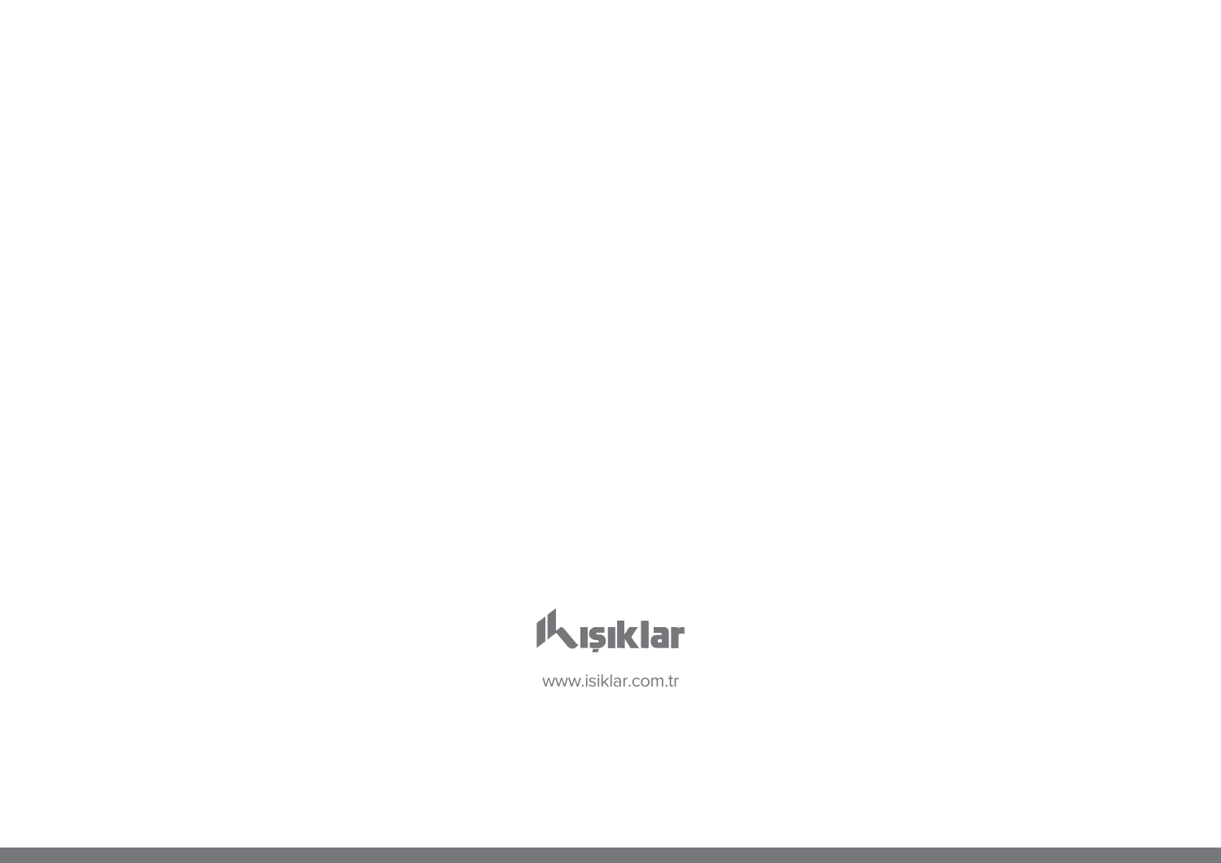ışıklar

www.isiklar.com.tr